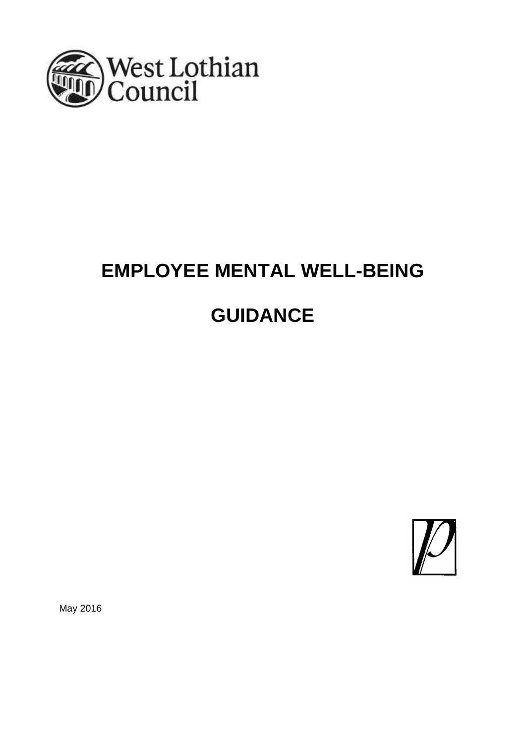West Lothian Council

# EMPLOYEE MENTAL WELL-BEING

# GUIDANCE

May 2016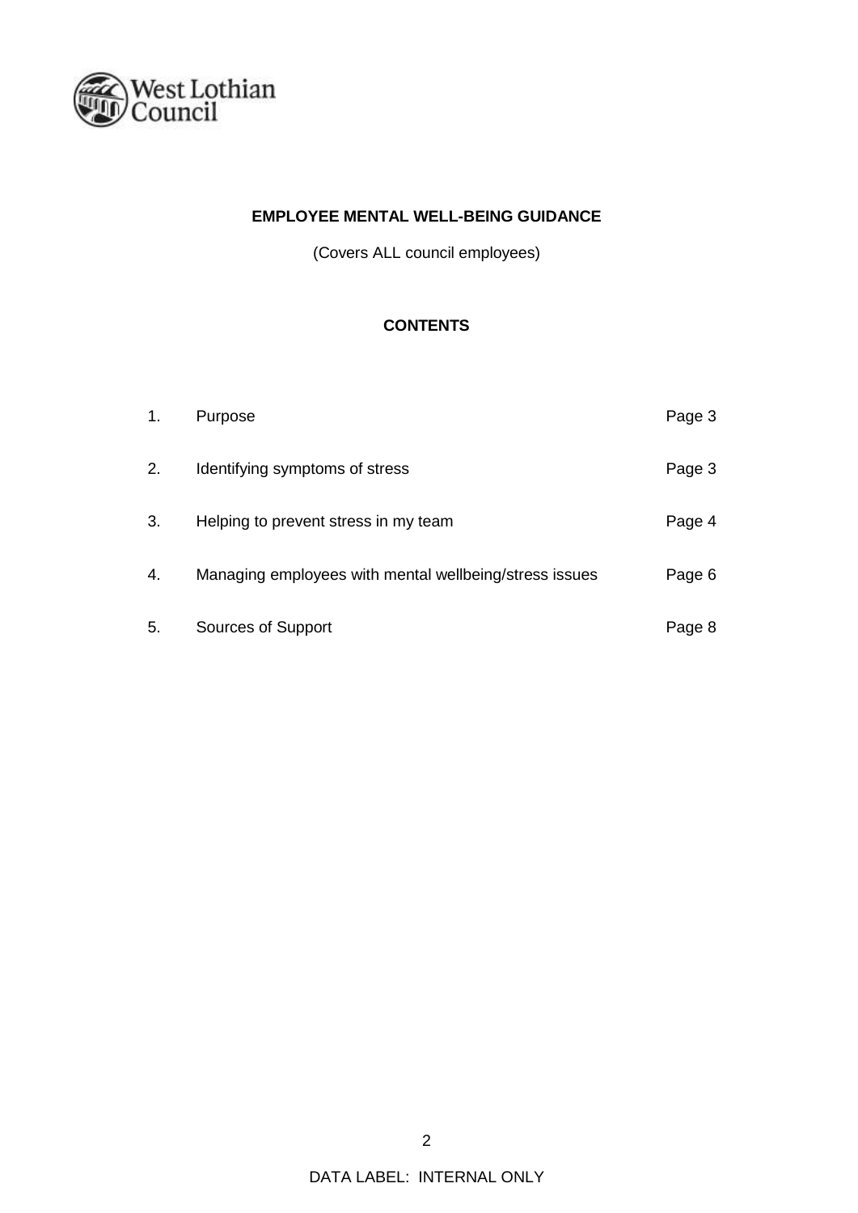West Lothian Council

**EMPLOYEE MENTAL WELL-BEING GUIDANCE**

(Covers ALL council employees)

**CONTENTS**

| | | |
|---|---|---|
| 1. | Purpose | Page 3 |
| 2. | Identifying symptoms of stress | Page 3 |
| 3. | Helping to prevent stress in my team | Page 4 |
| 4. | Managing employees with mental wellbeing/stress issues | Page 6 |
| 5. | Sources of Support | Page 8 |

DATA LABEL: INTERNAL ONLY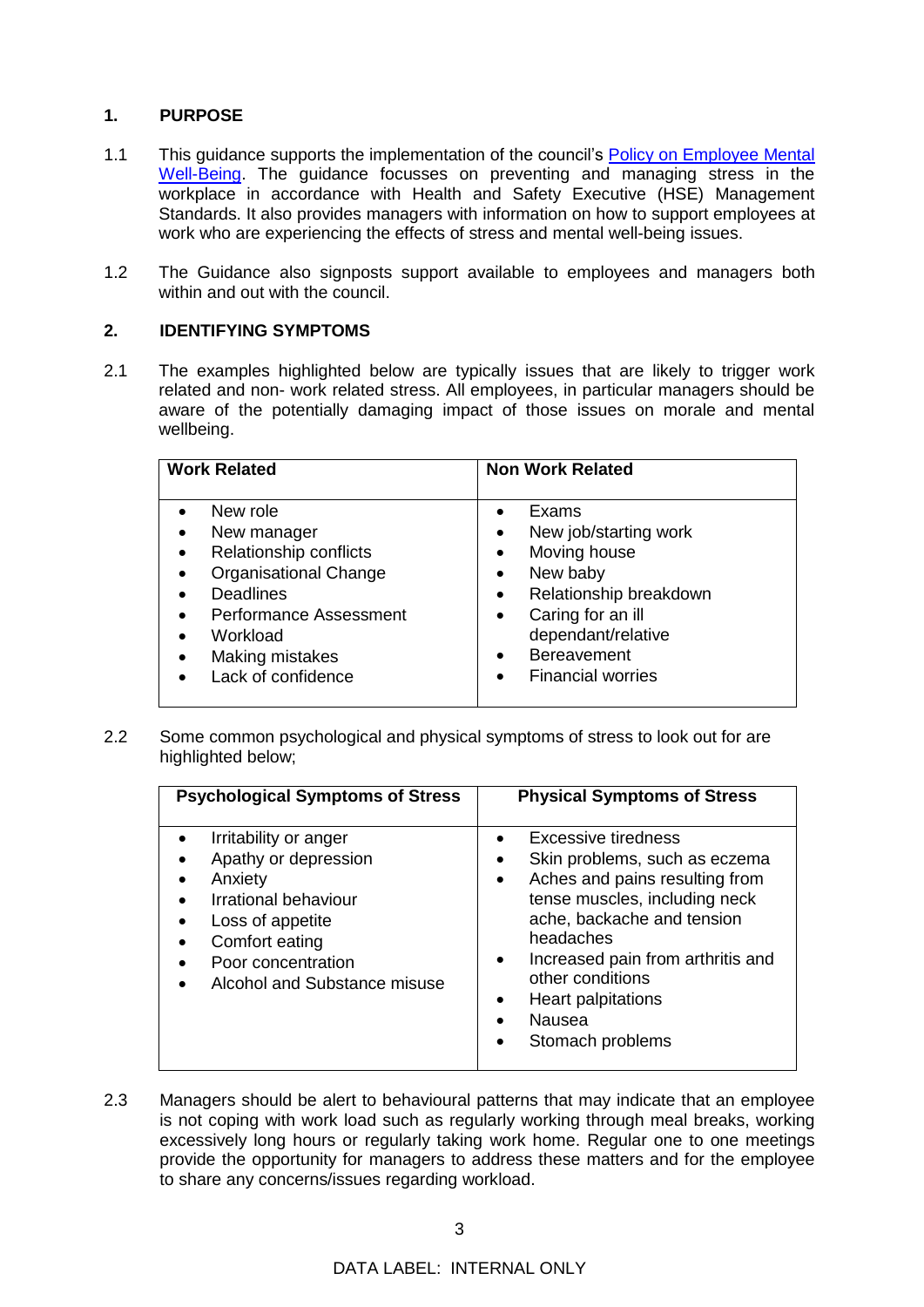## 1. PURPOSE

1.1 This guidance supports the implementation of the council's Policy on Employee Mental Well-Being. The guidance focusses on preventing and managing stress in the workplace in accordance with Health and Safety Executive (HSE) Management Standards. It also provides managers with information on how to support employees at work who are experiencing the effects of stress and mental well-being issues.

1.2 The Guidance also signposts support available to employees and managers both within and out with the council.

## 2. IDENTIFYING SYMPTOMS

2.1 The examples highlighted below are typically issues that are likely to trigger work related and non- work related stress. All employees, in particular managers should be aware of the potentially damaging impact of those issues on morale and mental wellbeing.

| Work Related | Non Work Related |
|---|---|
| • New role<br>• New manager<br>• Relationship conflicts<br>• Organisational Change<br>• Deadlines<br>• Performance Assessment<br>• Workload<br>• Making mistakes<br>• Lack of confidence | • Exams<br>• New job/starting work<br>• Moving house<br>• New baby<br>• Relationship breakdown<br>• Caring for an ill dependant/relative<br>• Bereavement<br>• Financial worries |

2.2 Some common psychological and physical symptoms of stress to look out for are highlighted below;

| Psychological Symptoms of Stress | Physical Symptoms of Stress |
|---|---|
| • Irritability or anger<br>• Apathy or depression<br>• Anxiety<br>• Irrational behaviour<br>• Loss of appetite<br>• Comfort eating<br>• Poor concentration<br>• Alcohol and Substance misuse | • Excessive tiredness<br>• Skin problems, such as eczema<br>• Aches and pains resulting from tense muscles, including neck ache, backache and tension headaches<br>• Increased pain from arthritis and other conditions<br>• Heart palpitations<br>• Nausea<br>• Stomach problems |

2.3 Managers should be alert to behavioural patterns that may indicate that an employee is not coping with work load such as regularly working through meal breaks, working excessively long hours or regularly taking work home. Regular one to one meetings provide the opportunity for managers to address these matters and for the employee to share any concerns/issues regarding workload.

DATA LABEL: INTERNAL ONLY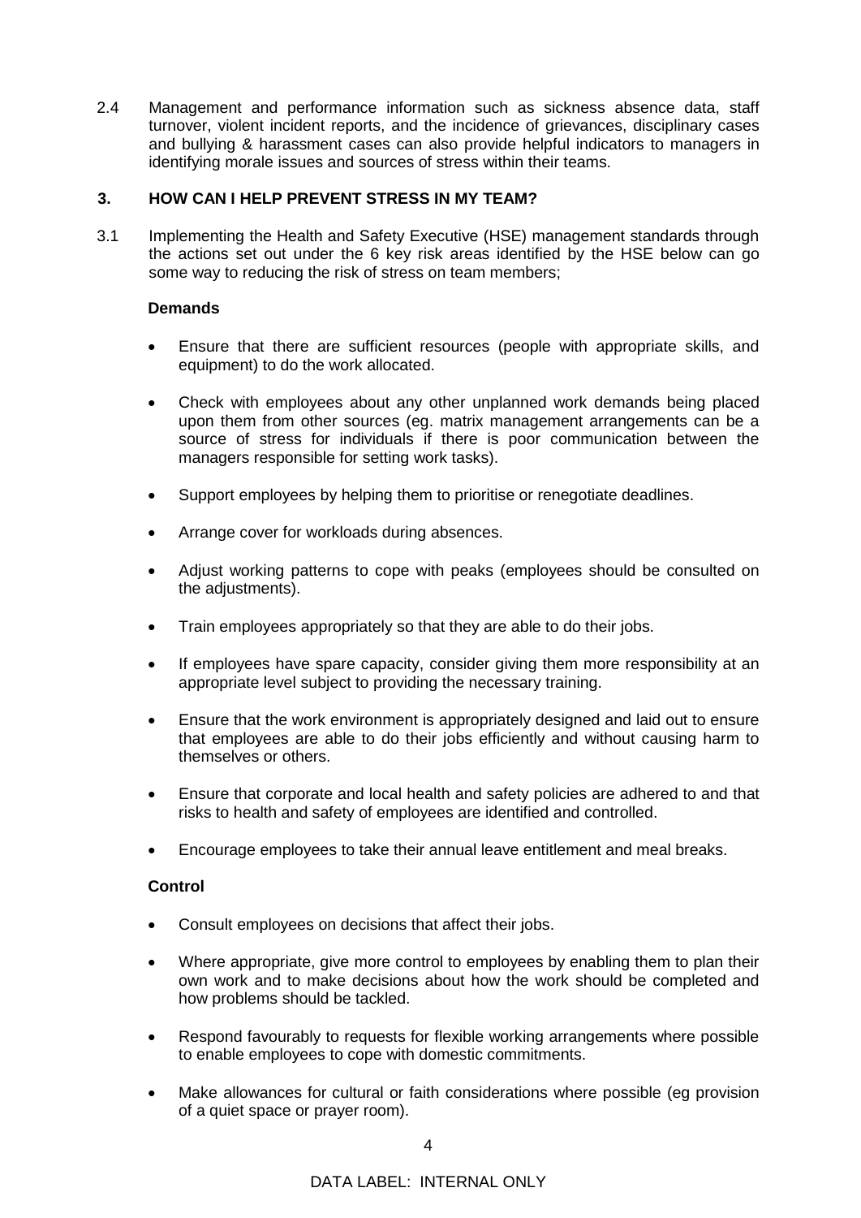2.4 Management and performance information such as sickness absence data, staff turnover, violent incident reports, and the incidence of grievances, disciplinary cases and bullying & harassment cases can also provide helpful indicators to managers in identifying morale issues and sources of stress within their teams.

## 3. HOW CAN I HELP PREVENT STRESS IN MY TEAM?

3.1 Implementing the Health and Safety Executive (HSE) management standards through the actions set out under the 6 key risk areas identified by the HSE below can go some way to reducing the risk of stress on team members;

**Demands**

- Ensure that there are sufficient resources (people with appropriate skills, and equipment) to do the work allocated.
- Check with employees about any other unplanned work demands being placed upon them from other sources (eg. matrix management arrangements can be a source of stress for individuals if there is poor communication between the managers responsible for setting work tasks).
- Support employees by helping them to prioritise or renegotiate deadlines.
- Arrange cover for workloads during absences.
- Adjust working patterns to cope with peaks (employees should be consulted on the adjustments).
- Train employees appropriately so that they are able to do their jobs.
- If employees have spare capacity, consider giving them more responsibility at an appropriate level subject to providing the necessary training.
- Ensure that the work environment is appropriately designed and laid out to ensure that employees are able to do their jobs efficiently and without causing harm to themselves or others.
- Ensure that corporate and local health and safety policies are adhered to and that risks to health and safety of employees are identified and controlled.
- Encourage employees to take their annual leave entitlement and meal breaks.

**Control**

- Consult employees on decisions that affect their jobs.
- Where appropriate, give more control to employees by enabling them to plan their own work and to make decisions about how the work should be completed and how problems should be tackled.
- Respond favourably to requests for flexible working arrangements where possible to enable employees to cope with domestic commitments.
- Make allowances for cultural or faith considerations where possible (eg provision of a quiet space or prayer room).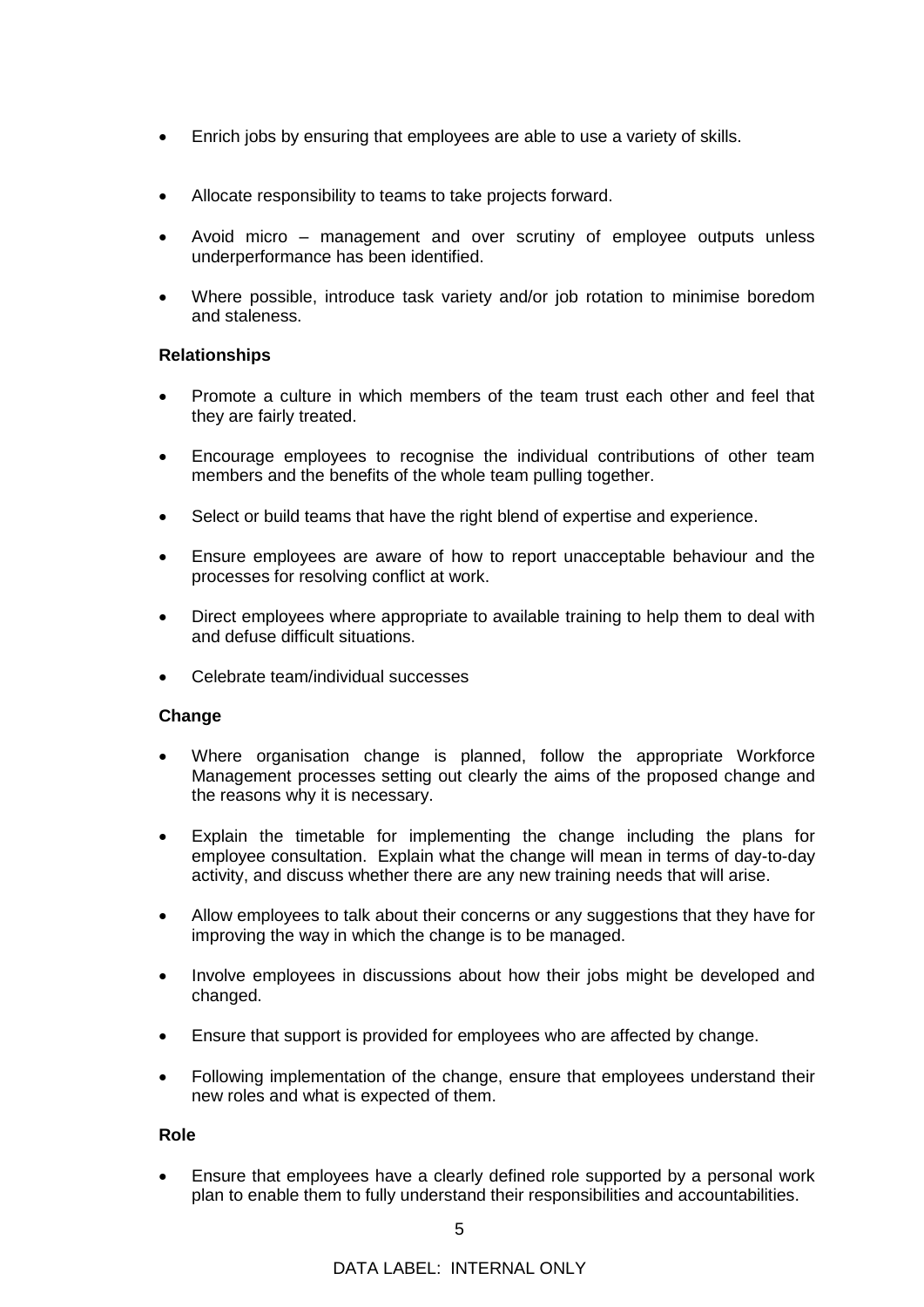- Enrich jobs by ensuring that employees are able to use a variety of skills.
- Allocate responsibility to teams to take projects forward.
- Avoid micro – management and over scrutiny of employee outputs unless underperformance has been identified.
- Where possible, introduce task variety and/or job rotation to minimise boredom and staleness.

**Relationships**

- Promote a culture in which members of the team trust each other and feel that they are fairly treated.
- Encourage employees to recognise the individual contributions of other team members and the benefits of the whole team pulling together.
- Select or build teams that have the right blend of expertise and experience.
- Ensure employees are aware of how to report unacceptable behaviour and the processes for resolving conflict at work.
- Direct employees where appropriate to available training to help them to deal with and defuse difficult situations.
- Celebrate team/individual successes

**Change**

- Where organisation change is planned, follow the appropriate Workforce Management processes setting out clearly the aims of the proposed change and the reasons why it is necessary.
- Explain the timetable for implementing the change including the plans for employee consultation. Explain what the change will mean in terms of day-to-day activity, and discuss whether there are any new training needs that will arise.
- Allow employees to talk about their concerns or any suggestions that they have for improving the way in which the change is to be managed.
- Involve employees in discussions about how their jobs might be developed and changed.
- Ensure that support is provided for employees who are affected by change.
- Following implementation of the change, ensure that employees understand their new roles and what is expected of them.

**Role**

- Ensure that employees have a clearly defined role supported by a personal work plan to enable them to fully understand their responsibilities and accountabilities.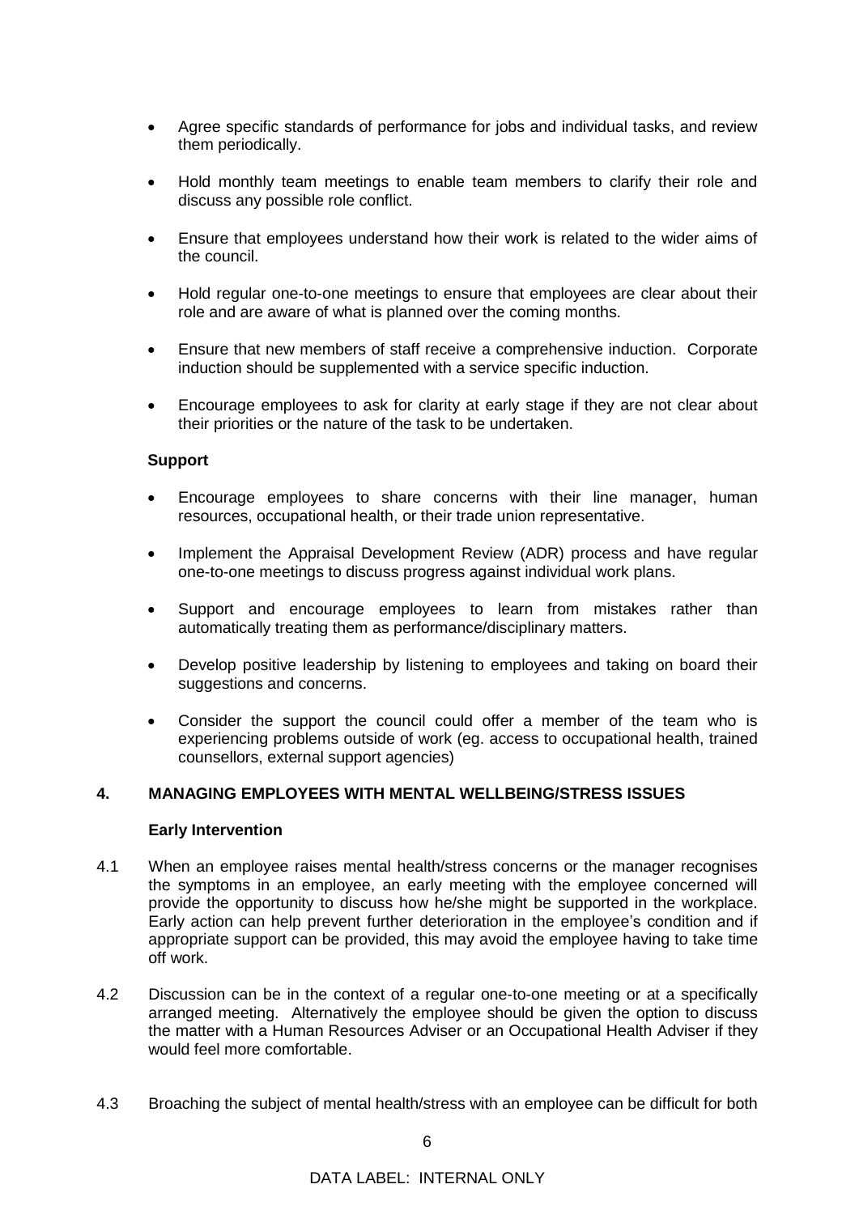- Agree specific standards of performance for jobs and individual tasks, and review them periodically.
- Hold monthly team meetings to enable team members to clarify their role and discuss any possible role conflict.
- Ensure that employees understand how their work is related to the wider aims of the council.
- Hold regular one-to-one meetings to ensure that employees are clear about their role and are aware of what is planned over the coming months.
- Ensure that new members of staff receive a comprehensive induction. Corporate induction should be supplemented with a service specific induction.
- Encourage employees to ask for clarity at early stage if they are not clear about their priorities or the nature of the task to be undertaken.

**Support**

- Encourage employees to share concerns with their line manager, human resources, occupational health, or their trade union representative.
- Implement the Appraisal Development Review (ADR) process and have regular one-to-one meetings to discuss progress against individual work plans.
- Support and encourage employees to learn from mistakes rather than automatically treating them as performance/disciplinary matters.
- Develop positive leadership by listening to employees and taking on board their suggestions and concerns.
- Consider the support the council could offer a member of the team who is experiencing problems outside of work (eg. access to occupational health, trained counsellors, external support agencies)

## 4. MANAGING EMPLOYEES WITH MENTAL WELLBEING/STRESS ISSUES

**Early Intervention**

4.1 When an employee raises mental health/stress concerns or the manager recognises the symptoms in an employee, an early meeting with the employee concerned will provide the opportunity to discuss how he/she might be supported in the workplace. Early action can help prevent further deterioration in the employee's condition and if appropriate support can be provided, this may avoid the employee having to take time off work.

4.2 Discussion can be in the context of a regular one-to-one meeting or at a specifically arranged meeting. Alternatively the employee should be given the option to discuss the matter with a Human Resources Adviser or an Occupational Health Adviser if they would feel more comfortable.

4.3 Broaching the subject of mental health/stress with an employee can be difficult for both

DATA LABEL: INTERNAL ONLY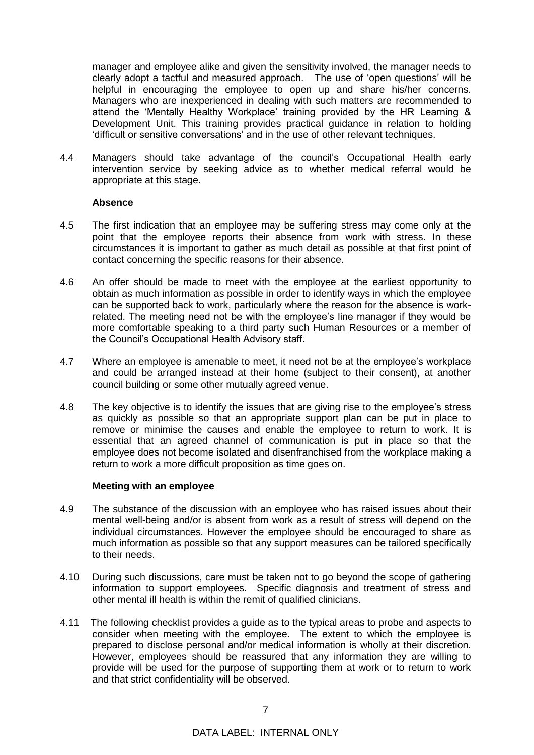manager and employee alike and given the sensitivity involved, the manager needs to clearly adopt a tactful and measured approach. The use of 'open questions' will be helpful in encouraging the employee to open up and share his/her concerns. Managers who are inexperienced in dealing with such matters are recommended to attend the 'Mentally Healthy Workplace' training provided by the HR Learning & Development Unit. This training provides practical guidance in relation to holding 'difficult or sensitive conversations' and in the use of other relevant techniques.

4.4 Managers should take advantage of the council's Occupational Health early intervention service by seeking advice as to whether medical referral would be appropriate at this stage.

**Absence**

4.5 The first indication that an employee may be suffering stress may come only at the point that the employee reports their absence from work with stress. In these circumstances it is important to gather as much detail as possible at that first point of contact concerning the specific reasons for their absence.

4.6 An offer should be made to meet with the employee at the earliest opportunity to obtain as much information as possible in order to identify ways in which the employee can be supported back to work, particularly where the reason for the absence is work-related. The meeting need not be with the employee's line manager if they would be more comfortable speaking to a third party such Human Resources or a member of the Council's Occupational Health Advisory staff.

4.7 Where an employee is amenable to meet, it need not be at the employee's workplace and could be arranged instead at their home (subject to their consent), at another council building or some other mutually agreed venue.

4.8 The key objective is to identify the issues that are giving rise to the employee's stress as quickly as possible so that an appropriate support plan can be put in place to remove or minimise the causes and enable the employee to return to work. It is essential that an agreed channel of communication is put in place so that the employee does not become isolated and disenfranchised from the workplace making a return to work a more difficult proposition as time goes on.

**Meeting with an employee**

4.9 The substance of the discussion with an employee who has raised issues about their mental well-being and/or is absent from work as a result of stress will depend on the individual circumstances. However the employee should be encouraged to share as much information as possible so that any support measures can be tailored specifically to their needs.

4.10 During such discussions, care must be taken not to go beyond the scope of gathering information to support employees. Specific diagnosis and treatment of stress and other mental ill health is within the remit of qualified clinicians.

4.11 The following checklist provides a guide as to the typical areas to probe and aspects to consider when meeting with the employee. The extent to which the employee is prepared to disclose personal and/or medical information is wholly at their discretion. However, employees should be reassured that any information they are willing to provide will be used for the purpose of supporting them at work or to return to work and that strict confidentiality will be observed.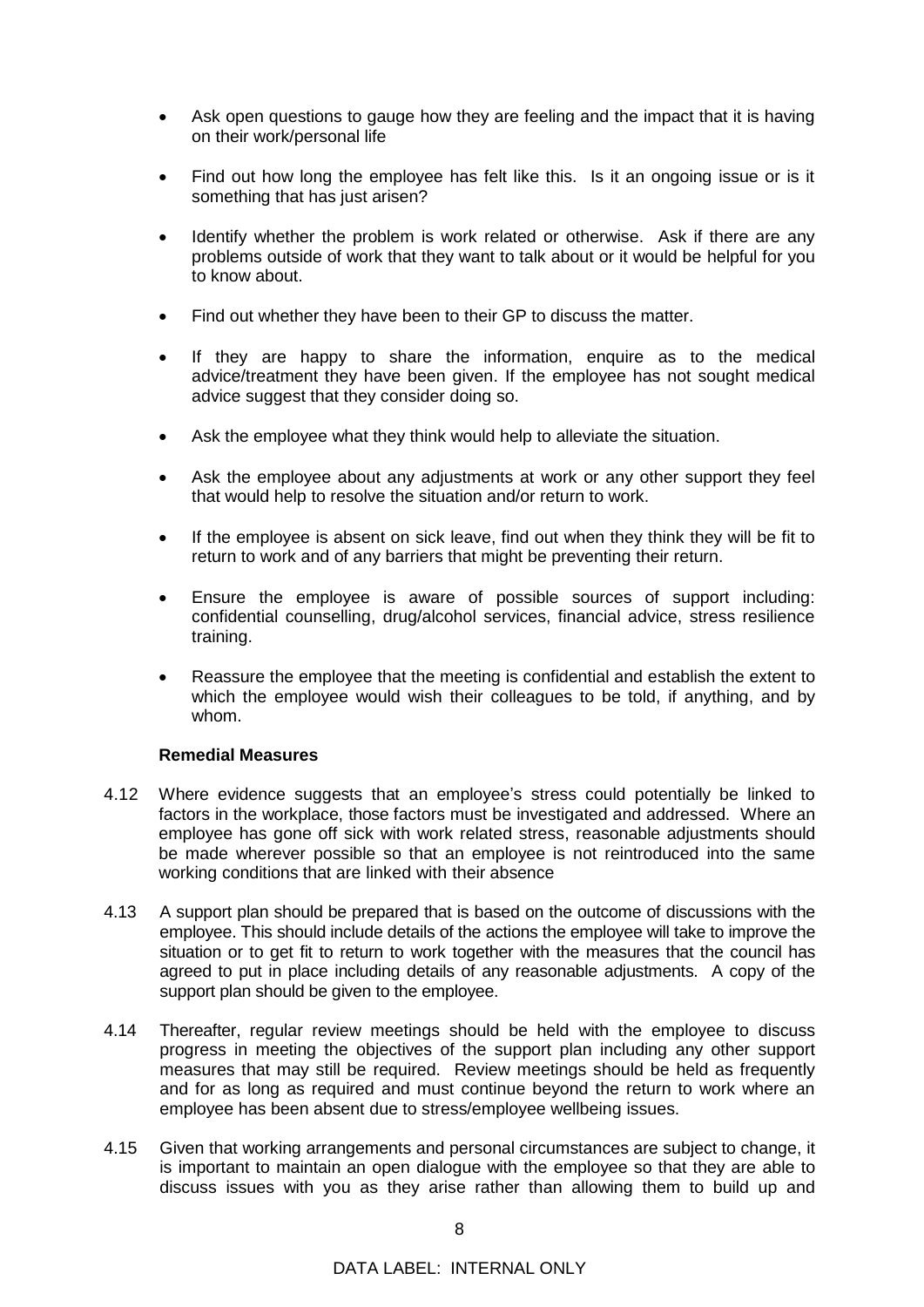- Ask open questions to gauge how they are feeling and the impact that it is having on their work/personal life
- Find out how long the employee has felt like this. Is it an ongoing issue or is it something that has just arisen?
- Identify whether the problem is work related or otherwise. Ask if there are any problems outside of work that they want to talk about or it would be helpful for you to know about.
- Find out whether they have been to their GP to discuss the matter.
- If they are happy to share the information, enquire as to the medical advice/treatment they have been given. If the employee has not sought medical advice suggest that they consider doing so.
- Ask the employee what they think would help to alleviate the situation.
- Ask the employee about any adjustments at work or any other support they feel that would help to resolve the situation and/or return to work.
- If the employee is absent on sick leave, find out when they think they will be fit to return to work and of any barriers that might be preventing their return.
- Ensure the employee is aware of possible sources of support including: confidential counselling, drug/alcohol services, financial advice, stress resilience training.
- Reassure the employee that the meeting is confidential and establish the extent to which the employee would wish their colleagues to be told, if anything, and by whom.

**Remedial Measures**

4.12 Where evidence suggests that an employee's stress could potentially be linked to factors in the workplace, those factors must be investigated and addressed. Where an employee has gone off sick with work related stress, reasonable adjustments should be made wherever possible so that an employee is not reintroduced into the same working conditions that are linked with their absence

4.13 A support plan should be prepared that is based on the outcome of discussions with the employee. This should include details of the actions the employee will take to improve the situation or to get fit to return to work together with the measures that the council has agreed to put in place including details of any reasonable adjustments. A copy of the support plan should be given to the employee.

4.14 Thereafter, regular review meetings should be held with the employee to discuss progress in meeting the objectives of the support plan including any other support measures that may still be required. Review meetings should be held as frequently and for as long as required and must continue beyond the return to work where an employee has been absent due to stress/employee wellbeing issues.

4.15 Given that working arrangements and personal circumstances are subject to change, it is important to maintain an open dialogue with the employee so that they are able to discuss issues with you as they arise rather than allowing them to build up and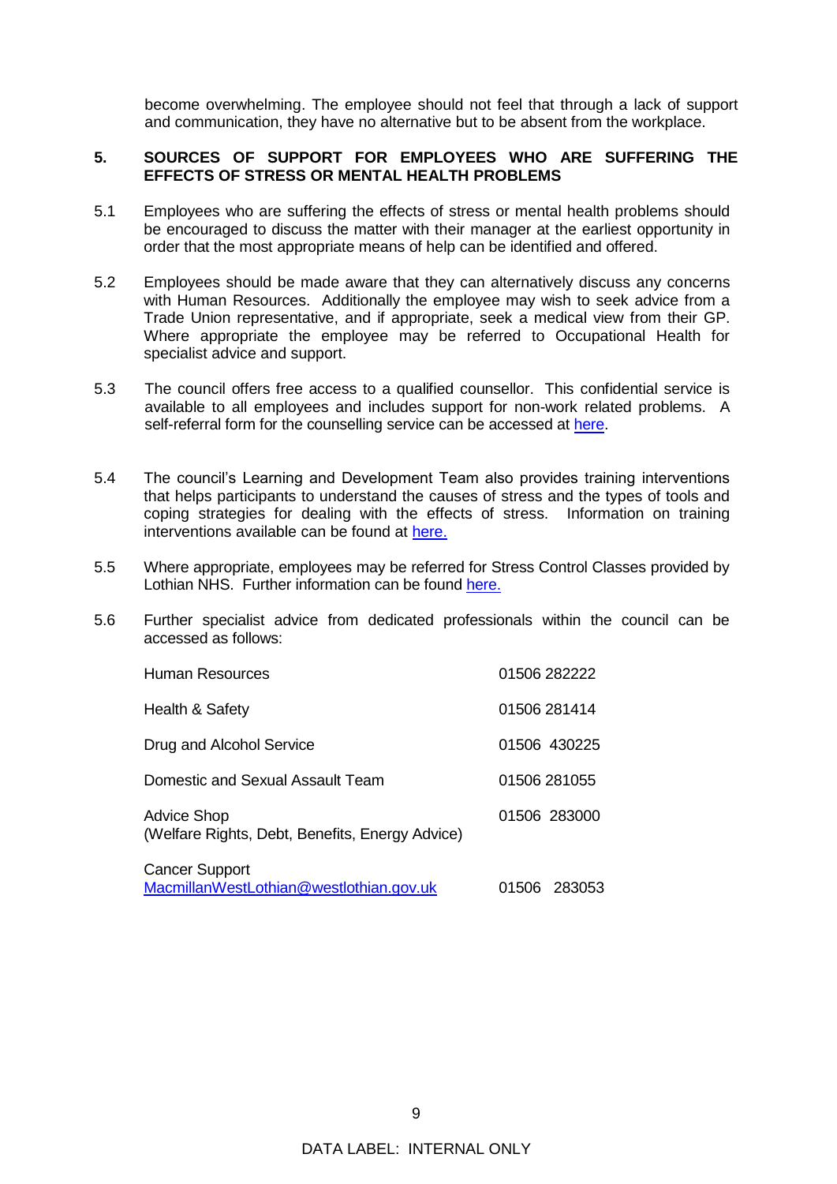become overwhelming. The employee should not feel that through a lack of support and communication, they have no alternative but to be absent from the workplace.

## 5. SOURCES OF SUPPORT FOR EMPLOYEES WHO ARE SUFFERING THE EFFECTS OF STRESS OR MENTAL HEALTH PROBLEMS

5.1 Employees who are suffering the effects of stress or mental health problems should be encouraged to discuss the matter with their manager at the earliest opportunity in order that the most appropriate means of help can be identified and offered.

5.2 Employees should be made aware that they can alternatively discuss any concerns with Human Resources. Additionally the employee may wish to seek advice from a Trade Union representative, and if appropriate, seek a medical view from their GP. Where appropriate the employee may be referred to Occupational Health for specialist advice and support.

5.3 The council offers free access to a qualified counsellor. This confidential service is available to all employees and includes support for non-work related problems. A self-referral form for the counselling service can be accessed at here.

5.4 The council's Learning and Development Team also provides training interventions that helps participants to understand the causes of stress and the types of tools and coping strategies for dealing with the effects of stress. Information on training interventions available can be found at here.

5.5 Where appropriate, employees may be referred for Stress Control Classes provided by Lothian NHS. Further information can be found here.

5.6 Further specialist advice from dedicated professionals within the council can be accessed as follows:

| | |
|---|---|
| Human Resources | 01506 282222 |
| Health & Safety | 01506 281414 |
| Drug and Alcohol Service | 01506 430225 |
| Domestic and Sexual Assault Team | 01506 281055 |
| Advice Shop (Welfare Rights, Debt, Benefits, Energy Advice) | 01506 283000 |
| Cancer Support MacmillanWestLothian@westlothian.gov.uk | 01506 283053 |

DATA LABEL: INTERNAL ONLY